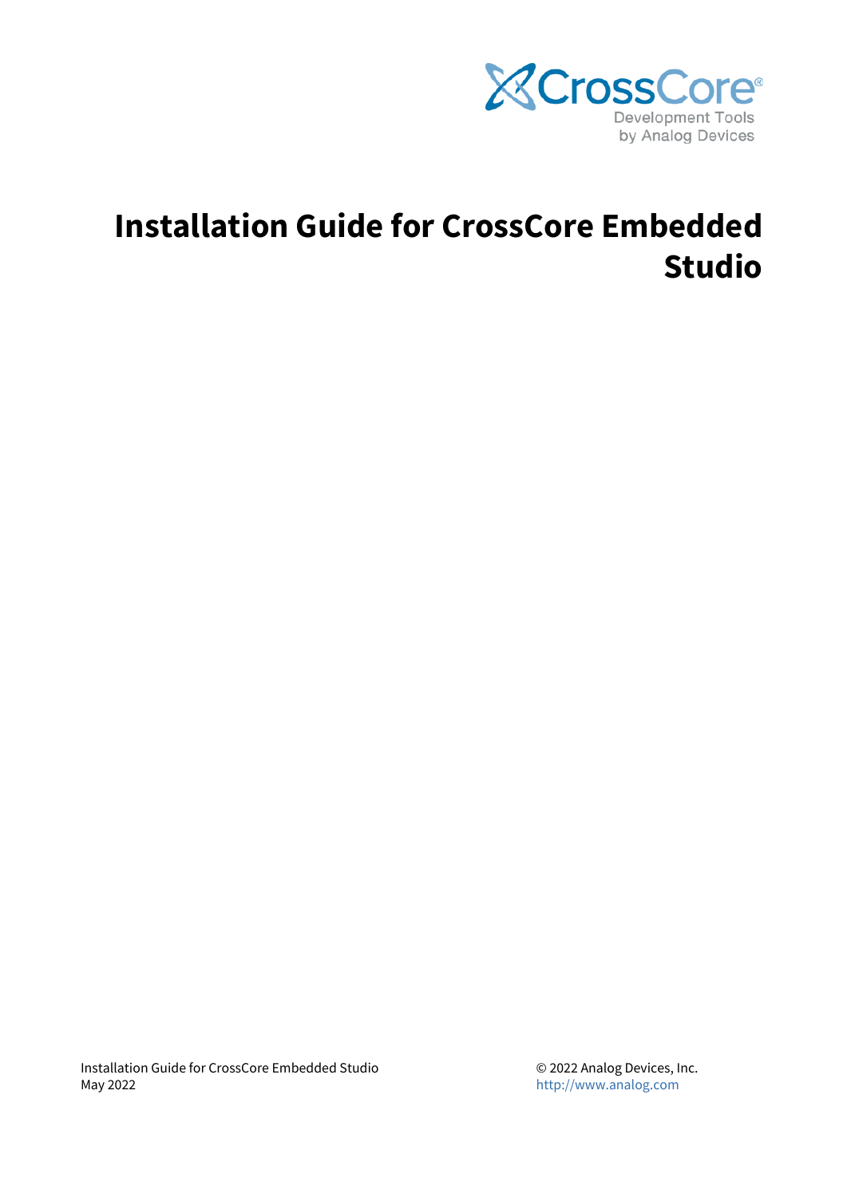CrossCore®

Development Tools
by Analog Devices

# Installation Guide for CrossCore Embedded Studio

Installation Guide for CrossCore Embedded Studio
May 2022

© 2022 Analog Devices, Inc.
http://www.analog.com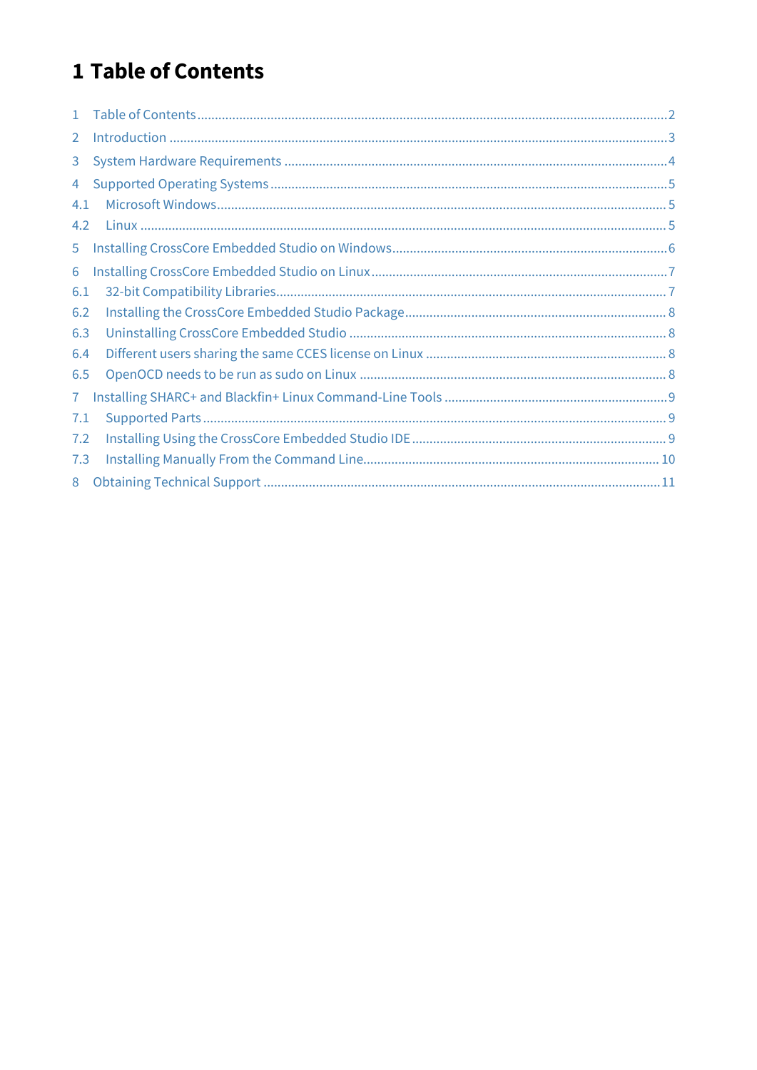# 1 Table of Contents

1 Table of Contents ........ 2
2 Introduction ........ 3
3 System Hardware Requirements ........ 4
4 Supported Operating Systems ........ 5
4.1 Microsoft Windows ........ 5
4.2 Linux ........ 5
5 Installing CrossCore Embedded Studio on Windows ........ 6
6 Installing CrossCore Embedded Studio on Linux ........ 7
6.1 32-bit Compatibility Libraries ........ 7
6.2 Installing the CrossCore Embedded Studio Package ........ 8
6.3 Uninstalling CrossCore Embedded Studio ........ 8
6.4 Different users sharing the same CCES license on Linux ........ 8
6.5 OpenOCD needs to be run as sudo on Linux ........ 8
7 Installing SHARC+ and Blackfin+ Linux Command-Line Tools ........ 9
7.1 Supported Parts ........ 9
7.2 Installing Using the CrossCore Embedded Studio IDE ........ 9
7.3 Installing Manually From the Command Line ........ 10
8 Obtaining Technical Support ........ 11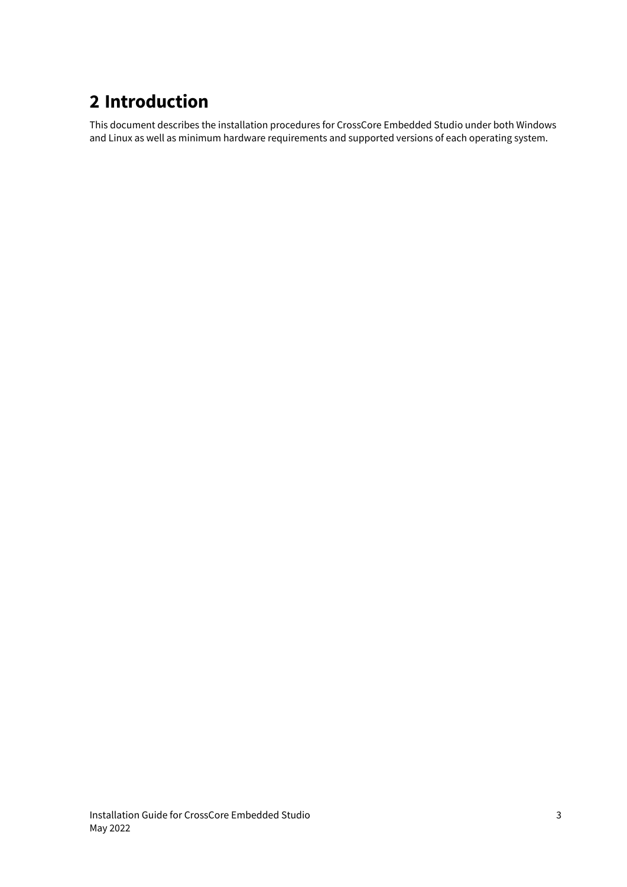# 2 Introduction

This document describes the installation procedures for CrossCore Embedded Studio under both Windows and Linux as well as minimum hardware requirements and supported versions of each operating system.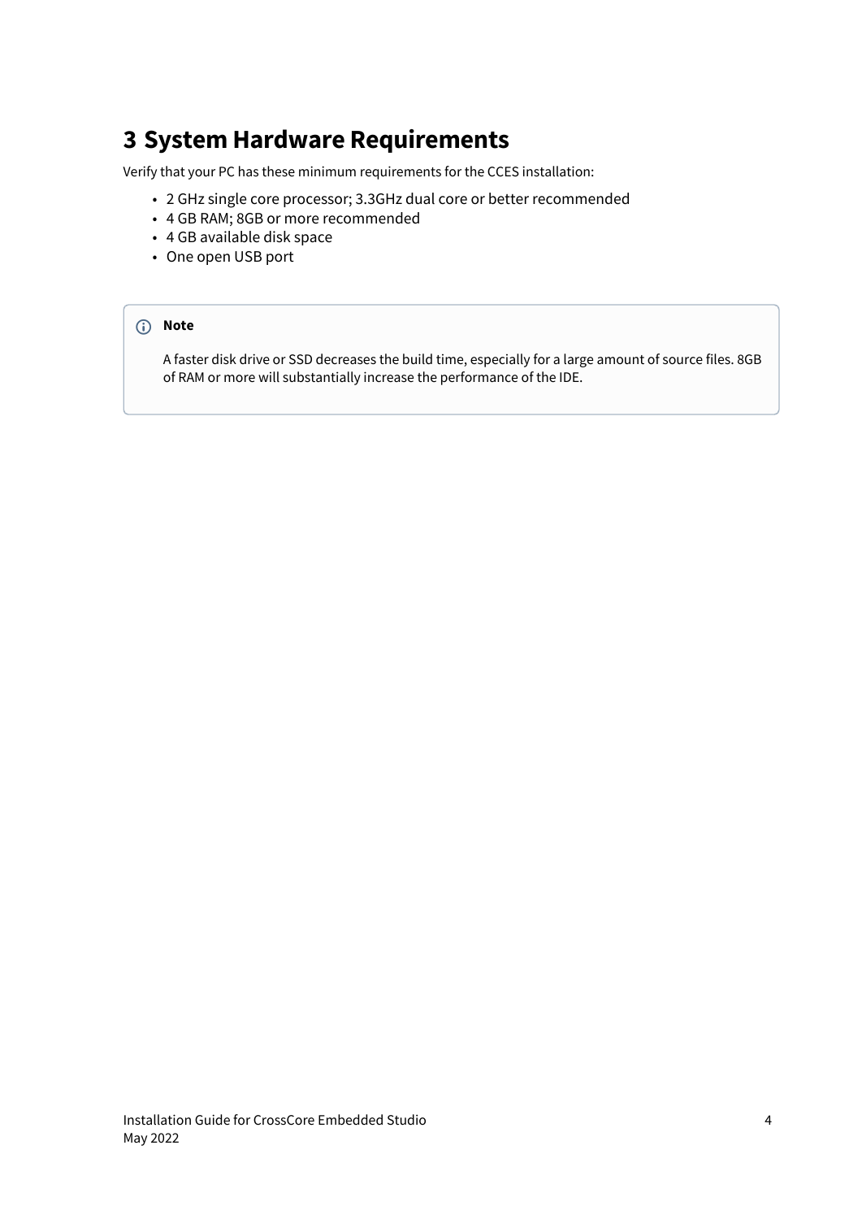# 3 System Hardware Requirements

Verify that your PC has these minimum requirements for the CCES installation:

- 2 GHz single core processor; 3.3GHz dual core or better recommended
- 4 GB RAM; 8GB or more recommended
- 4 GB available disk space
- One open USB port

> **Note**
>
> A faster disk drive or SSD decreases the build time, especially for a large amount of source files. 8GB of RAM or more will substantially increase the performance of the IDE.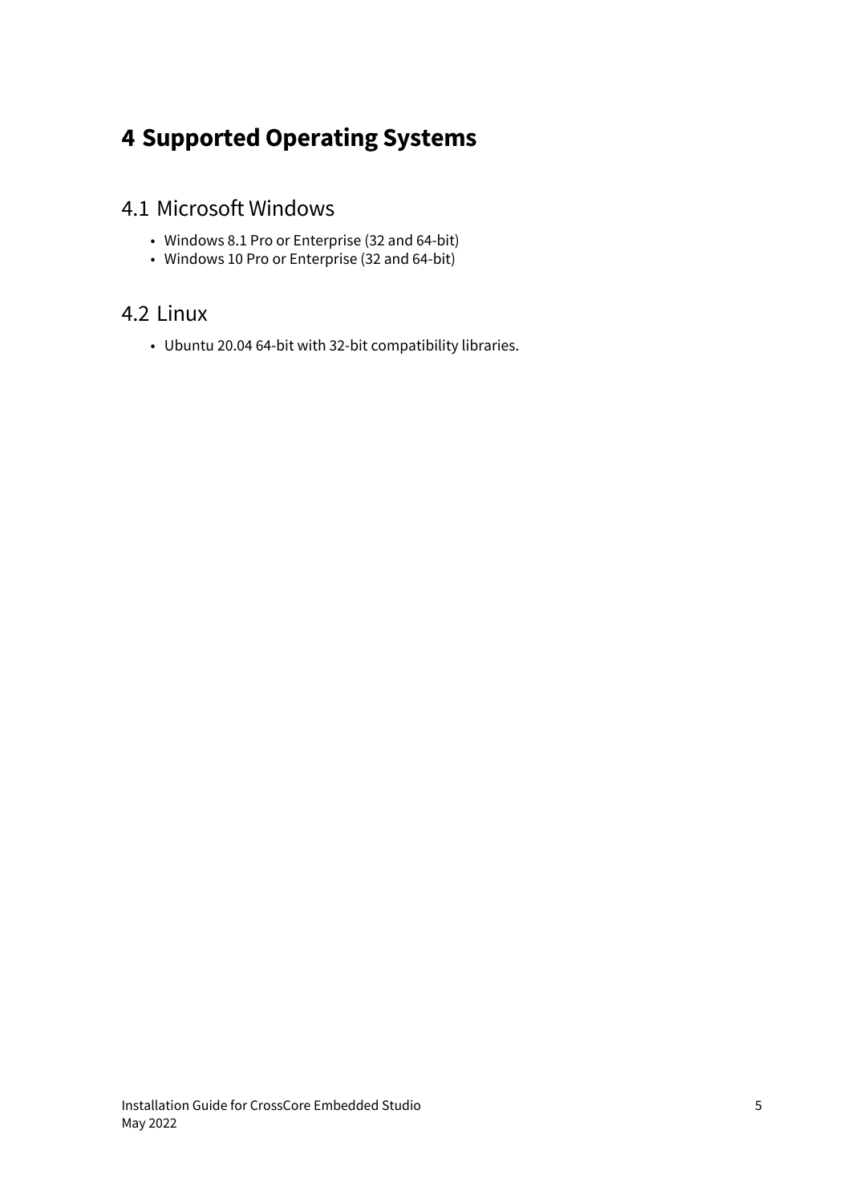# 4 Supported Operating Systems

## 4.1 Microsoft Windows

- Windows 8.1 Pro or Enterprise (32 and 64-bit)
- Windows 10 Pro or Enterprise (32 and 64-bit)

## 4.2 Linux

- Ubuntu 20.04 64-bit with 32-bit compatibility libraries.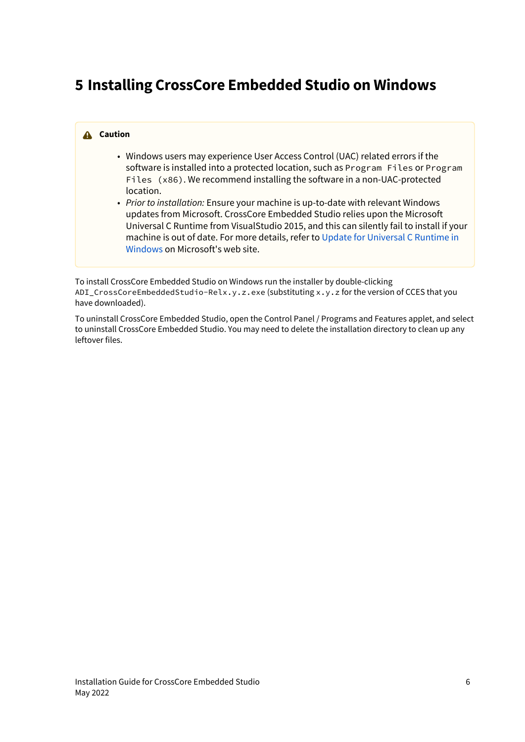# 5 Installing CrossCore Embedded Studio on Windows

> **Caution**
>
> - Windows users may experience User Access Control (UAC) related errors if the software is installed into a protected location, such as `Program Files` or `Program Files (x86)`. We recommend installing the software in a non-UAC-protected location.
> - *Prior to installation:* Ensure your machine is up-to-date with relevant Windows updates from Microsoft. CrossCore Embedded Studio relies upon the Microsoft Universal C Runtime from VisualStudio 2015, and this can silently fail to install if your machine is out of date. For more details, refer to Update for Universal C Runtime in Windows on Microsoft's web site.

To install CrossCore Embedded Studio on Windows run the installer by double-clicking `ADI_CrossCoreEmbeddedStudio-Relx.y.z.exe` (substituting `x.y.z` for the version of CCES that you have downloaded).

To uninstall CrossCore Embedded Studio, open the Control Panel / Programs and Features applet, and select to uninstall CrossCore Embedded Studio. You may need to delete the installation directory to clean up any leftover files.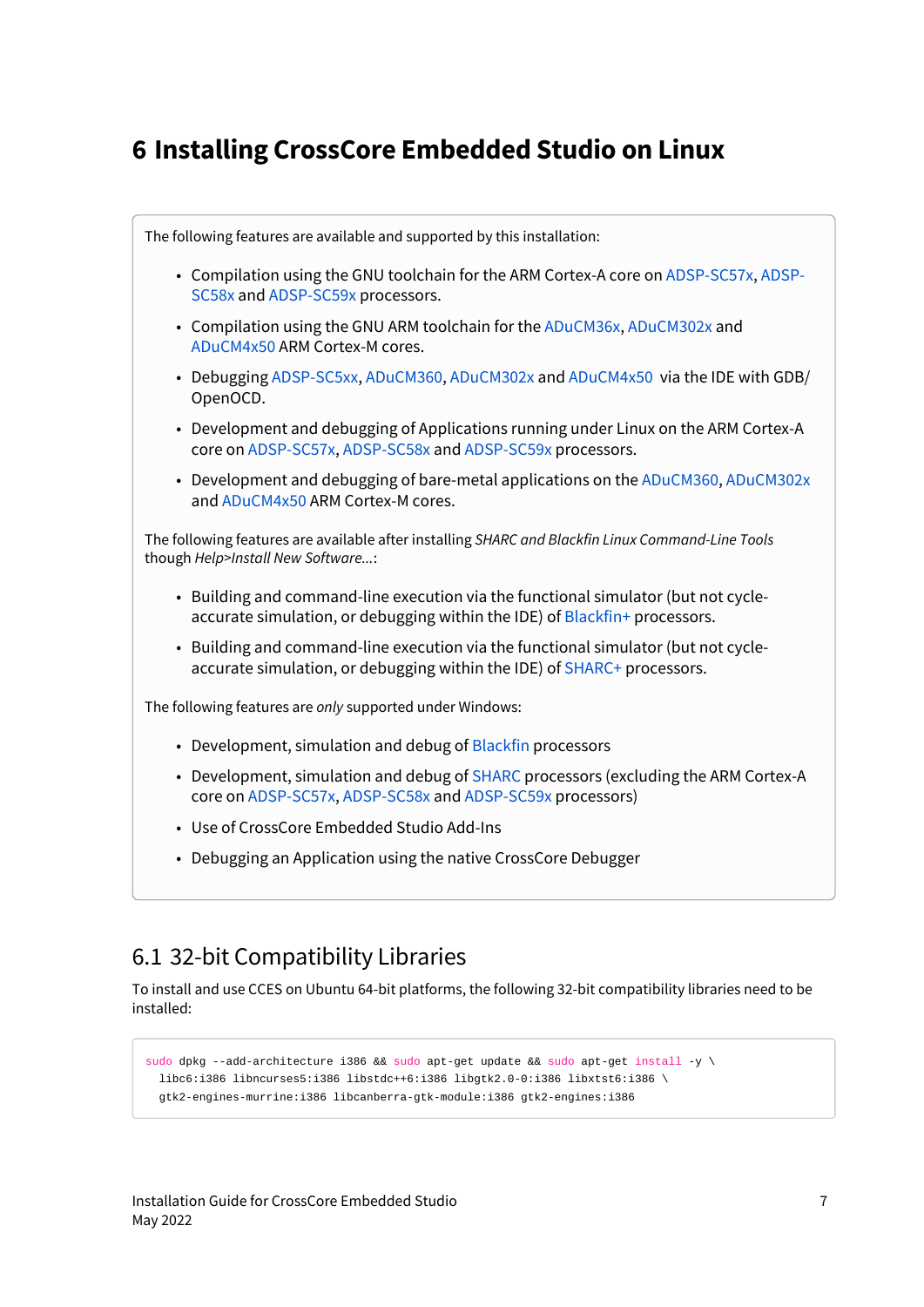# 6 Installing CrossCore Embedded Studio on Linux

The following features are available and supported by this installation:

- Compilation using the GNU toolchain for the ARM Cortex-A core on ADSP-SC57x, ADSP-SC58x and ADSP-SC59x processors.
- Compilation using the GNU ARM toolchain for the ADuCM36x, ADuCM302x and ADuCM4x50 ARM Cortex-M cores.
- Debugging ADSP-SC5xx, ADuCM360, ADuCM302x and ADuCM4x50 via the IDE with GDB/OpenOCD.
- Development and debugging of Applications running under Linux on the ARM Cortex-A core on ADSP-SC57x, ADSP-SC58x and ADSP-SC59x processors.
- Development and debugging of bare-metal applications on the ADuCM360, ADuCM302x and ADuCM4x50 ARM Cortex-M cores.

The following features are available after installing *SHARC and Blackfin Linux Command-Line Tools* though *Help>Install New Software...*:

- Building and command-line execution via the functional simulator (but not cycle-accurate simulation, or debugging within the IDE) of Blackfin+ processors.
- Building and command-line execution via the functional simulator (but not cycle-accurate simulation, or debugging within the IDE) of SHARC+ processors.

The following features are *only* supported under Windows:

- Development, simulation and debug of Blackfin processors
- Development, simulation and debug of SHARC processors (excluding the ARM Cortex-A core on ADSP-SC57x, ADSP-SC58x and ADSP-SC59x processors)
- Use of CrossCore Embedded Studio Add-Ins
- Debugging an Application using the native CrossCore Debugger

## 6.1 32-bit Compatibility Libraries

To install and use CCES on Ubuntu 64-bit platforms, the following 32-bit compatibility libraries need to be installed:

```
sudo dpkg --add-architecture i386 && sudo apt-get update && sudo apt-get install -y \
  libc6:i386 libncurses5:i386 libstdc++6:i386 libgtk2.0-0:i386 libxtst6:i386 \
  gtk2-engines-murrine:i386 libcanberra-gtk-module:i386 gtk2-engines:i386
```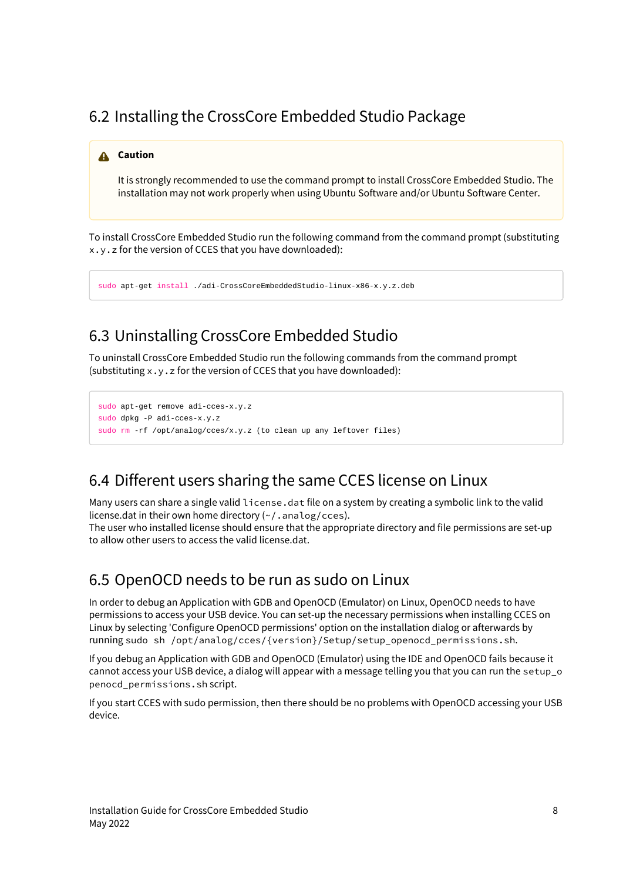## 6.2 Installing the CrossCore Embedded Studio Package

> **Caution**
>
> It is strongly recommended to use the command prompt to install CrossCore Embedded Studio. The installation may not work properly when using Ubuntu Software and/or Ubuntu Software Center.

To install CrossCore Embedded Studio run the following command from the command prompt (substituting `x.y.z` for the version of CCES that you have downloaded):

```
sudo apt-get install ./adi-CrossCoreEmbeddedStudio-linux-x86-x.y.z.deb
```

## 6.3 Uninstalling CrossCore Embedded Studio

To uninstall CrossCore Embedded Studio run the following commands from the command prompt (substituting `x.y.z` for the version of CCES that you have downloaded):

```
sudo apt-get remove adi-cces-x.y.z
sudo dpkg -P adi-cces-x.y.z
sudo rm -rf /opt/analog/cces/x.y.z (to clean up any leftover files)
```

## 6.4 Different users sharing the same CCES license on Linux

Many users can share a single valid `license.dat` file on a system by creating a symbolic link to the valid license.dat in their own home directory (`~/.analog/cces`).
The user who installed license should ensure that the appropriate directory and file permissions are set-up to allow other users to access the valid license.dat.

## 6.5 OpenOCD needs to be run as sudo on Linux

In order to debug an Application with GDB and OpenOCD (Emulator) on Linux, OpenOCD needs to have permissions to access your USB device. You can set-up the necessary permissions when installing CCES on Linux by selecting 'Configure OpenOCD permissions' option on the installation dialog or afterwards by running `sudo sh /opt/analog/cces/{version}/Setup/setup_openocd_permissions.sh`.

If you debug an Application with GDB and OpenOCD (Emulator) using the IDE and OpenOCD fails because it cannot access your USB device, a dialog will appear with a message telling you that you can run the `setup_openocd_permissions.sh` script.

If you start CCES with sudo permission, then there should be no problems with OpenOCD accessing your USB device.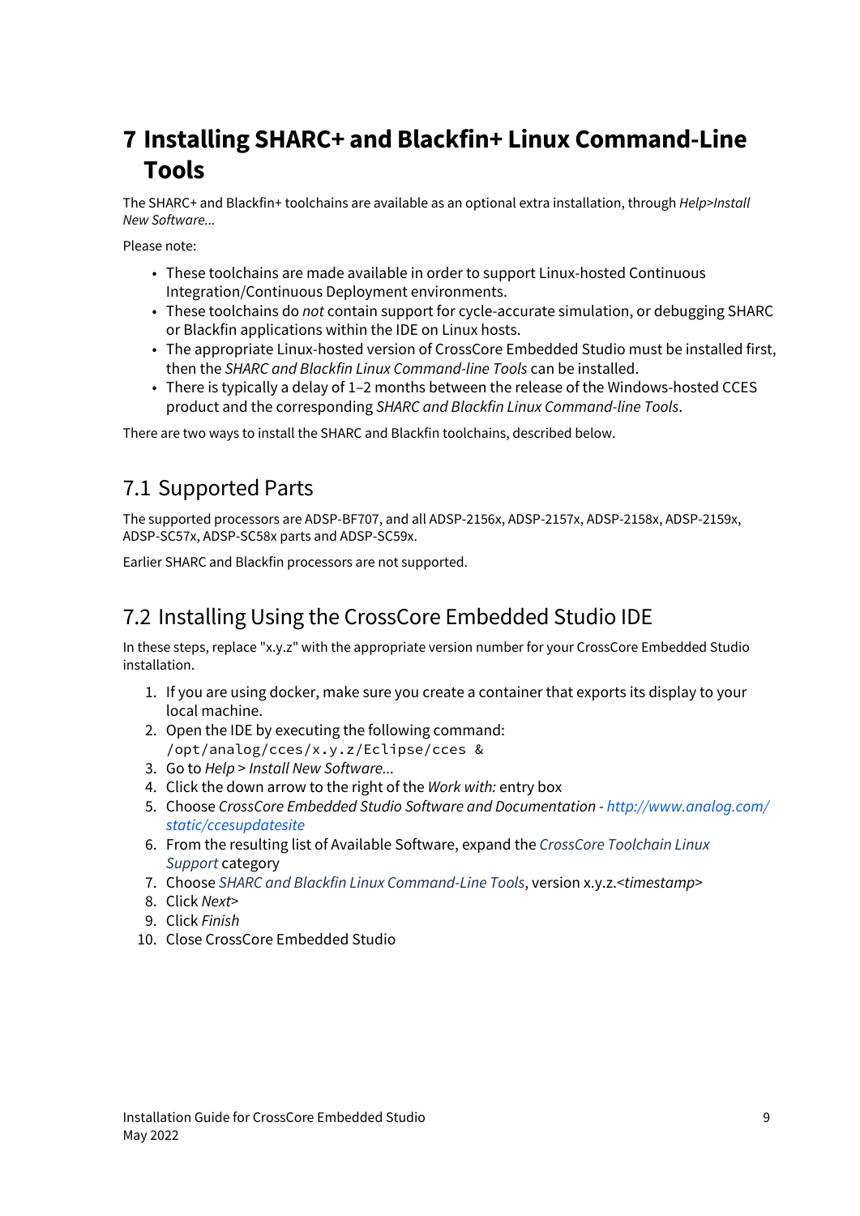# 7 Installing SHARC+ and Blackfin+ Linux Command-Line Tools

The SHARC+ and Blackfin+ toolchains are available as an optional extra installation, through *Help>Install New Software...*

Please note:

- These toolchains are made available in order to support Linux-hosted Continuous Integration/Continuous Deployment environments.
- These toolchains do *not* contain support for cycle-accurate simulation, or debugging SHARC or Blackfin applications within the IDE on Linux hosts.
- The appropriate Linux-hosted version of CrossCore Embedded Studio must be installed first, then the *SHARC and Blackfin Linux Command-line Tools* can be installed.
- There is typically a delay of 1–2 months between the release of the Windows-hosted CCES product and the corresponding *SHARC and Blackfin Linux Command-line Tools*.

There are two ways to install the SHARC and Blackfin toolchains, described below.

## 7.1 Supported Parts

The supported processors are ADSP-BF707, and all ADSP-2156x, ADSP-2157x, ADSP-2158x, ADSP-2159x, ADSP-SC57x, ADSP-SC58x parts and ADSP-SC59x.

Earlier SHARC and Blackfin processors are not supported.

## 7.2 Installing Using the CrossCore Embedded Studio IDE

In these steps, replace "x.y.z" with the appropriate version number for your CrossCore Embedded Studio installation.

1. If you are using docker, make sure you create a container that exports its display to your local machine.
2. Open the IDE by executing the following command:
   `/opt/analog/cces/x.y.z/Eclipse/cces &`
3. Go to *Help > Install New Software...*
4. Click the down arrow to the right of the *Work with:* entry box
5. Choose *CrossCore Embedded Studio Software and Documentation - http://www.analog.com/static/ccesupdatesite*
6. From the resulting list of Available Software, expand the *CrossCore Toolchain Linux Support* category
7. Choose *SHARC and Blackfin Linux Command-Line Tools*, version x.y.z.<*timestamp*>
8. Click *Next>*
9. Click *Finish*
10. Close CrossCore Embedded Studio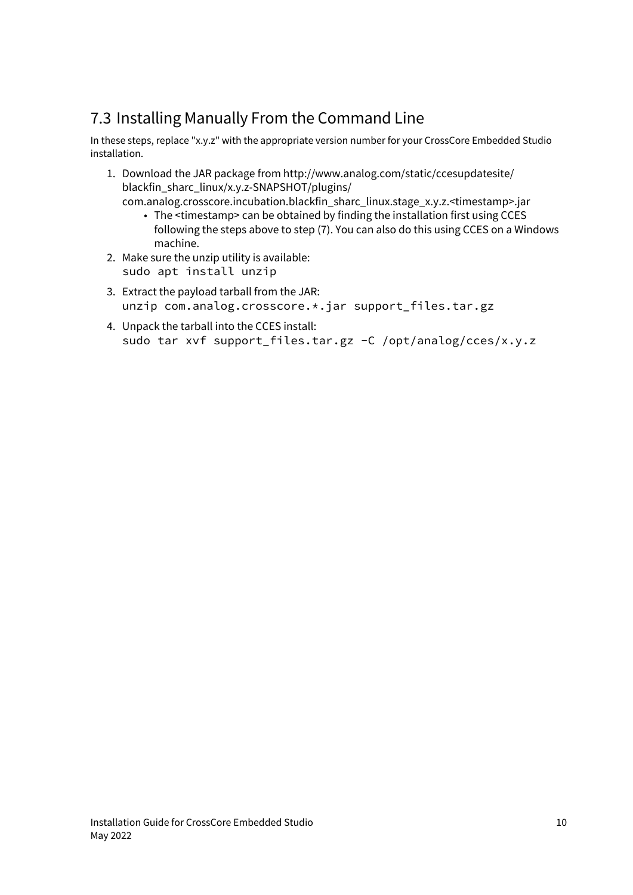## 7.3 Installing Manually From the Command Line

In these steps, replace "x.y.z" with the appropriate version number for your CrossCore Embedded Studio installation.

1. Download the JAR package from http://www.analog.com/static/ccesupdatesite/blackfin_sharc_linux/x.y.z-SNAPSHOT/plugins/com.analog.crosscore.incubation.blackfin_sharc_linux.stage_x.y.z.<timestamp>.jar
   - The <timestamp> can be obtained by finding the installation first using CCES following the steps above to step (7). You can also do this using CCES on a Windows machine.
2. Make sure the unzip utility is available:
   ```
   sudo apt install unzip
   ```
3. Extract the payload tarball from the JAR:
   ```
   unzip com.analog.crosscore.*.jar support_files.tar.gz
   ```
4. Unpack the tarball into the CCES install:
   ```
   sudo tar xvf support_files.tar.gz -C /opt/analog/cces/x.y.z
   ```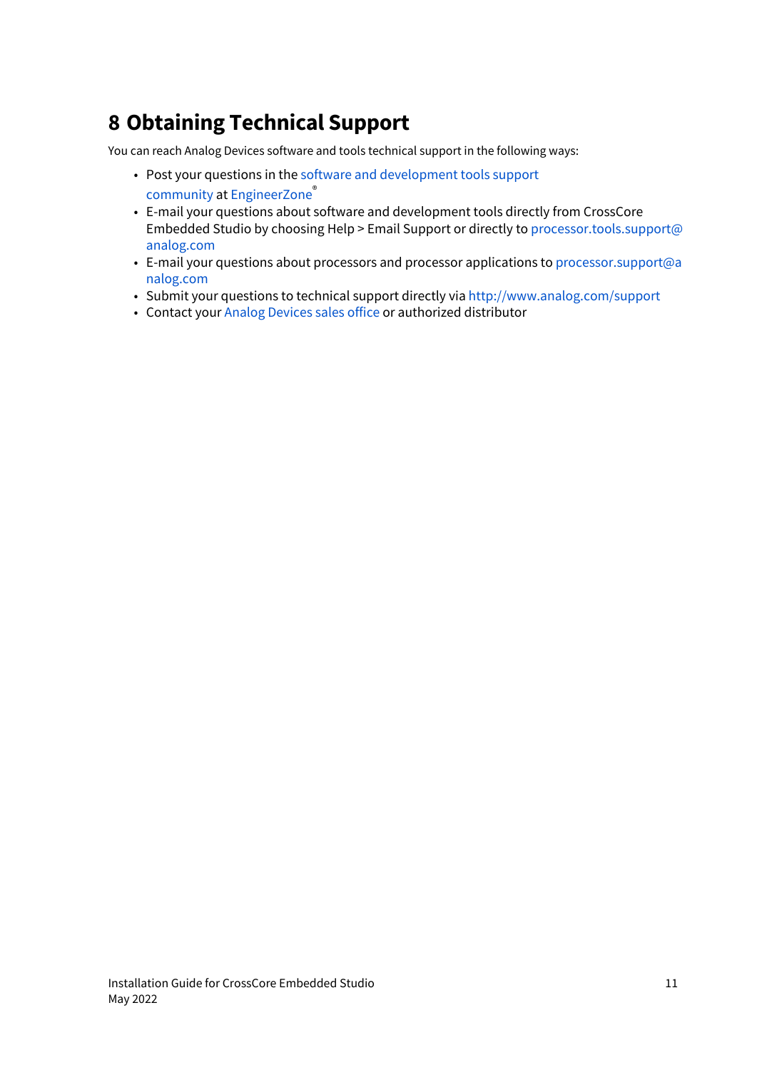# 8 Obtaining Technical Support

You can reach Analog Devices software and tools technical support in the following ways:

- Post your questions in the software and development tools support community at EngineerZone®
- E-mail your questions about software and development tools directly from CrossCore Embedded Studio by choosing Help > Email Support or directly to processor.tools.support@analog.com
- E-mail your questions about processors and processor applications to processor.support@analog.com
- Submit your questions to technical support directly via http://www.analog.com/support
- Contact your Analog Devices sales office or authorized distributor